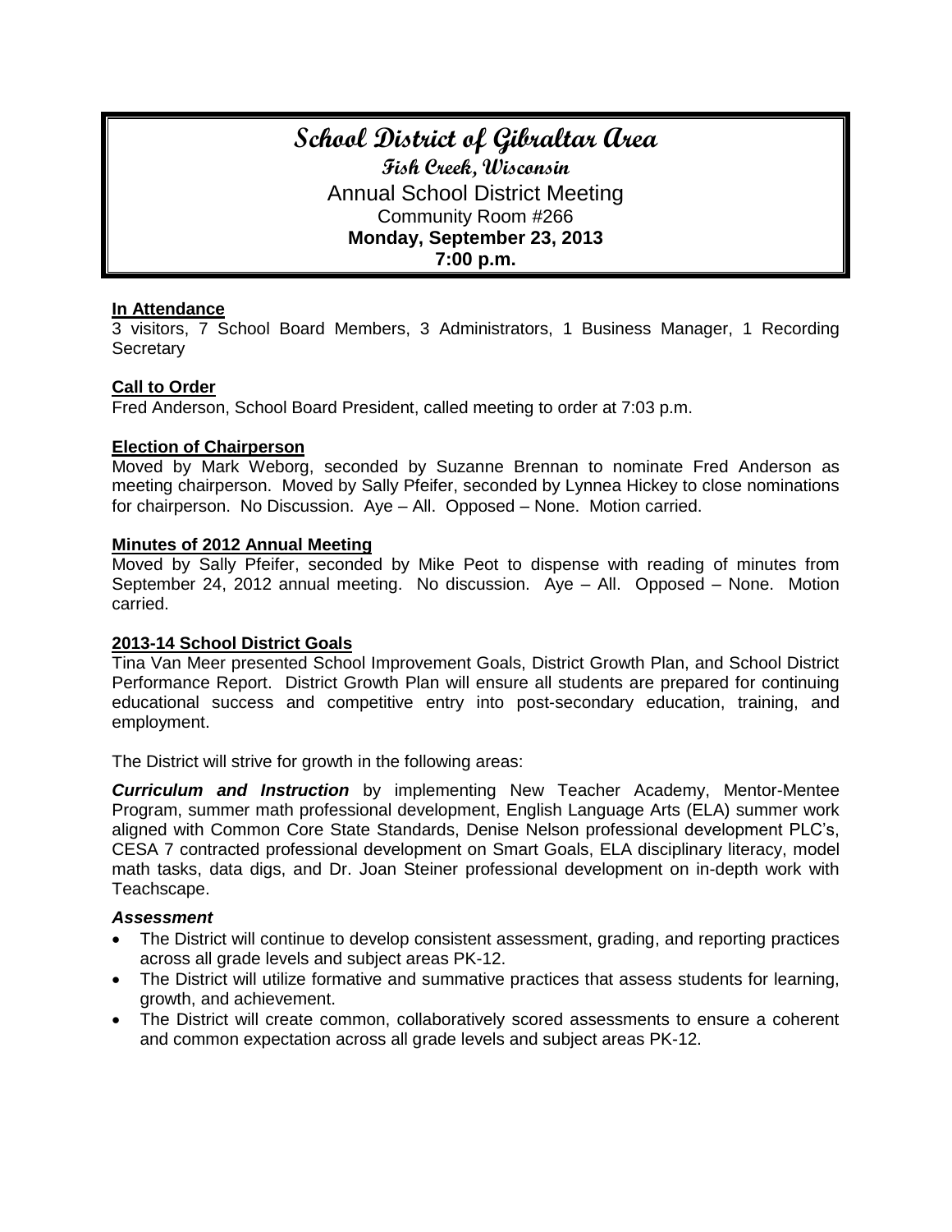# School District of Gibraltar Area

## Fish Creek, Wisconsin

Annual School District Meeting
Community Room #266
**Monday, September 23, 2013**
**7:00 p.m.**

**In Attendance**
3 visitors, 7 School Board Members, 3 Administrators, 1 Business Manager, 1 Recording Secretary

**Call to Order**
Fred Anderson, School Board President, called meeting to order at 7:03 p.m.

**Election of Chairperson**
Moved by Mark Weborg, seconded by Suzanne Brennan to nominate Fred Anderson as meeting chairperson. Moved by Sally Pfeifer, seconded by Lynnea Hickey to close nominations for chairperson. No Discussion. Aye – All. Opposed – None. Motion carried.

**Minutes of 2012 Annual Meeting**
Moved by Sally Pfeifer, seconded by Mike Peot to dispense with reading of minutes from September 24, 2012 annual meeting. No discussion. Aye – All. Opposed – None. Motion carried.

**2013-14 School District Goals**
Tina Van Meer presented School Improvement Goals, District Growth Plan, and School District Performance Report. District Growth Plan will ensure all students are prepared for continuing educational success and competitive entry into post-secondary education, training, and employment.

The District will strive for growth in the following areas:

***Curriculum and Instruction*** by implementing New Teacher Academy, Mentor-Mentee Program, summer math professional development, English Language Arts (ELA) summer work aligned with Common Core State Standards, Denise Nelson professional development PLC's, CESA 7 contracted professional development on Smart Goals, ELA disciplinary literacy, model math tasks, data digs, and Dr. Joan Steiner professional development on in-depth work with Teachscape.

***Assessment***

- The District will continue to develop consistent assessment, grading, and reporting practices across all grade levels and subject areas PK-12.
- The District will utilize formative and summative practices that assess students for learning, growth, and achievement.
- The District will create common, collaboratively scored assessments to ensure a coherent and common expectation across all grade levels and subject areas PK-12.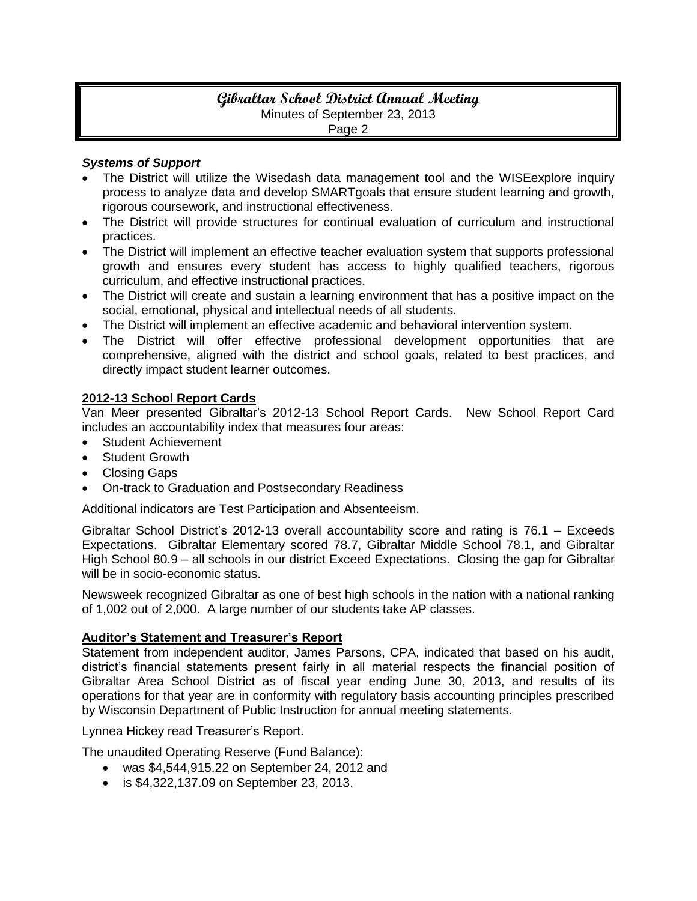### *Systems of Support*

- The District will utilize the Wisedash data management tool and the WISEexplore inquiry process to analyze data and develop SMARTgoals that ensure student learning and growth, rigorous coursework, and instructional effectiveness.
- The District will provide structures for continual evaluation of curriculum and instructional practices.
- The District will implement an effective teacher evaluation system that supports professional growth and ensures every student has access to highly qualified teachers, rigorous curriculum, and effective instructional practices.
- The District will create and sustain a learning environment that has a positive impact on the social, emotional, physical and intellectual needs of all students.
- The District will implement an effective academic and behavioral intervention system.
- The District will offer effective professional development opportunities that are comprehensive, aligned with the district and school goals, related to best practices, and directly impact student learner outcomes.

### 2012-13 School Report Cards

Van Meer presented Gibraltar's 2012-13 School Report Cards. New School Report Card includes an accountability index that measures four areas:

- Student Achievement
- Student Growth
- Closing Gaps
- On-track to Graduation and Postsecondary Readiness

Additional indicators are Test Participation and Absenteeism.

Gibraltar School District's 2012-13 overall accountability score and rating is 76.1 – Exceeds Expectations. Gibraltar Elementary scored 78.7, Gibraltar Middle School 78.1, and Gibraltar High School 80.9 – all schools in our district Exceed Expectations. Closing the gap for Gibraltar will be in socio-economic status.

Newsweek recognized Gibraltar as one of best high schools in the nation with a national ranking of 1,002 out of 2,000. A large number of our students take AP classes.

### Auditor's Statement and Treasurer's Report

Statement from independent auditor, James Parsons, CPA, indicated that based on his audit, district's financial statements present fairly in all material respects the financial position of Gibraltar Area School District as of fiscal year ending June 30, 2013, and results of its operations for that year are in conformity with regulatory basis accounting principles prescribed by Wisconsin Department of Public Instruction for annual meeting statements.

Lynnea Hickey read Treasurer's Report.

The unaudited Operating Reserve (Fund Balance):

- was $4,544,915.22 on September 24, 2012 and
- is $4,322,137.09 on September 23, 2013.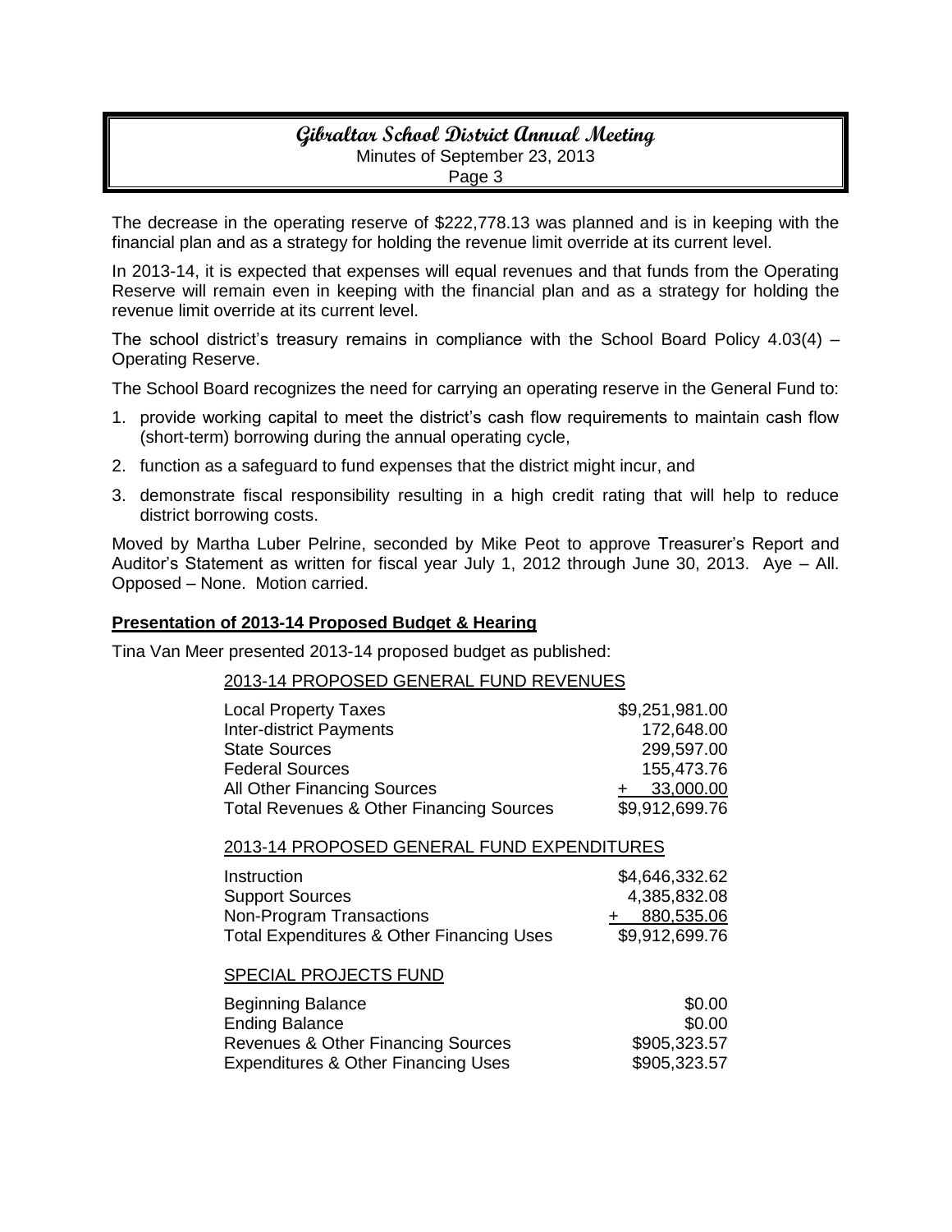The decrease in the operating reserve of $222,778.13 was planned and is in keeping with the financial plan and as a strategy for holding the revenue limit override at its current level.

In 2013-14, it is expected that expenses will equal revenues and that funds from the Operating Reserve will remain even in keeping with the financial plan and as a strategy for holding the revenue limit override at its current level.

The school district's treasury remains in compliance with the School Board Policy 4.03(4) – Operating Reserve.

The School Board recognizes the need for carrying an operating reserve in the General Fund to:

1. provide working capital to meet the district's cash flow requirements to maintain cash flow (short-term) borrowing during the annual operating cycle,
2. function as a safeguard to fund expenses that the district might incur, and
3. demonstrate fiscal responsibility resulting in a high credit rating that will help to reduce district borrowing costs.

Moved by Martha Luber Pelrine, seconded by Mike Peot to approve Treasurer's Report and Auditor's Statement as written for fiscal year July 1, 2012 through June 30, 2013. Aye – All. Opposed – None. Motion carried.

**Presentation of 2013-14 Proposed Budget & Hearing**

Tina Van Meer presented 2013-14 proposed budget as published:

2013-14 PROPOSED GENERAL FUND REVENUES

| | |
|---|---:|
| Local Property Taxes | $9,251,981.00 |
| Inter-district Payments | 172,648.00 |
| State Sources | 299,597.00 |
| Federal Sources | 155,473.76 |
| All Other Financing Sources | + 33,000.00 |
| Total Revenues & Other Financing Sources | $9,912,699.76 |

2013-14 PROPOSED GENERAL FUND EXPENDITURES

| | |
|---|---:|
| Instruction | $4,646,332.62 |
| Support Sources | 4,385,832.08 |
| Non-Program Transactions | + 880,535.06 |
| Total Expenditures & Other Financing Uses | $9,912,699.76 |

SPECIAL PROJECTS FUND

| | |
|---|---:|
| Beginning Balance | $0.00 |
| Ending Balance | $0.00 |
| Revenues & Other Financing Sources | $905,323.57 |
| Expenditures & Other Financing Uses | $905,323.57 |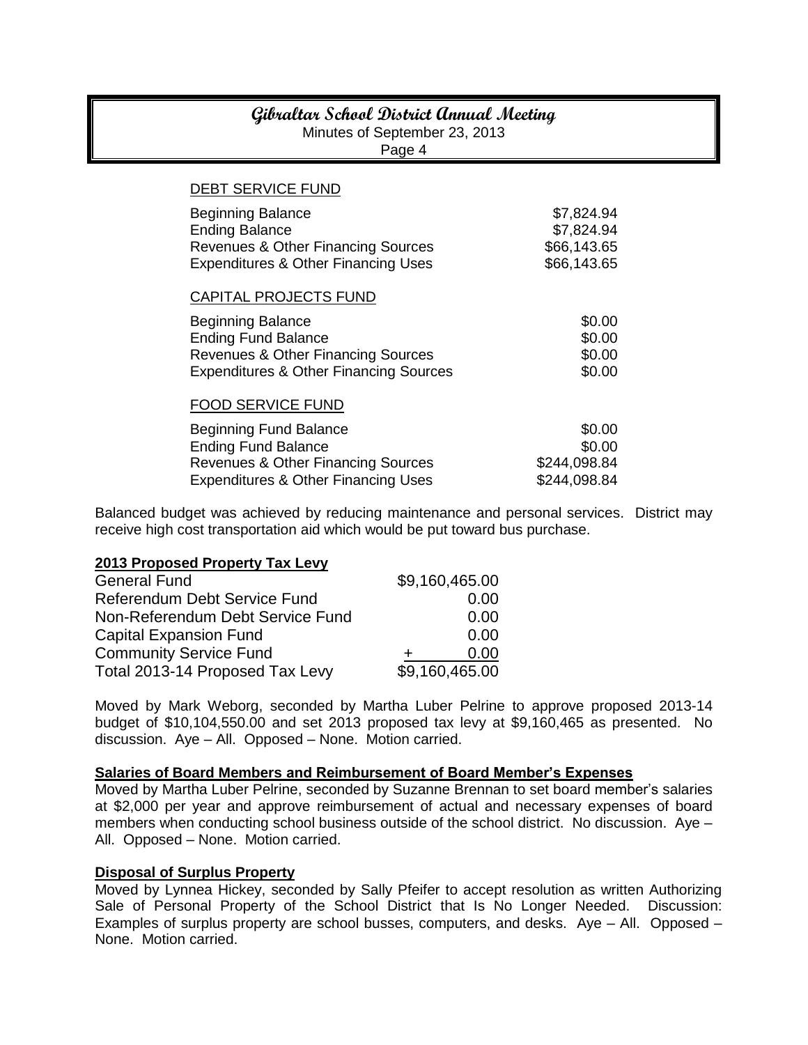DEBT SERVICE FUND

| | |
|---|---|
| Beginning Balance | $7,824.94 |
| Ending Balance | $7,824.94 |
| Revenues & Other Financing Sources | $66,143.65 |
| Expenditures & Other Financing Uses | $66,143.65 |

CAPITAL PROJECTS FUND

| | |
|---|---|
| Beginning Balance | $0.00 |
| Ending Fund Balance | $0.00 |
| Revenues & Other Financing Sources | $0.00 |
| Expenditures & Other Financing Sources | $0.00 |

FOOD SERVICE FUND

| | |
|---|---|
| Beginning Fund Balance | $0.00 |
| Ending Fund Balance | $0.00 |
| Revenues & Other Financing Sources | $244,098.84 |
| Expenditures & Other Financing Uses | $244,098.84 |

Balanced budget was achieved by reducing maintenance and personal services. District may receive high cost transportation aid which would be put toward bus purchase.

**2013 Proposed Property Tax Levy**

| | |
|---|---|
| General Fund | $9,160,465.00 |
| Referendum Debt Service Fund | 0.00 |
| Non-Referendum Debt Service Fund | 0.00 |
| Capital Expansion Fund | 0.00 |
| Community Service Fund | + 0.00 |
| Total 2013-14 Proposed Tax Levy | $9,160,465.00 |

Moved by Mark Weborg, seconded by Martha Luber Pelrine to approve proposed 2013-14 budget of $10,104,550.00 and set 2013 proposed tax levy at $9,160,465 as presented. No discussion. Aye – All. Opposed – None. Motion carried.

**Salaries of Board Members and Reimbursement of Board Member's Expenses**

Moved by Martha Luber Pelrine, seconded by Suzanne Brennan to set board member's salaries at $2,000 per year and approve reimbursement of actual and necessary expenses of board members when conducting school business outside of the school district. No discussion. Aye – All. Opposed – None. Motion carried.

**Disposal of Surplus Property**

Moved by Lynnea Hickey, seconded by Sally Pfeifer to accept resolution as written Authorizing Sale of Personal Property of the School District that Is No Longer Needed. Discussion: Examples of surplus property are school busses, computers, and desks. Aye – All. Opposed – None. Motion carried.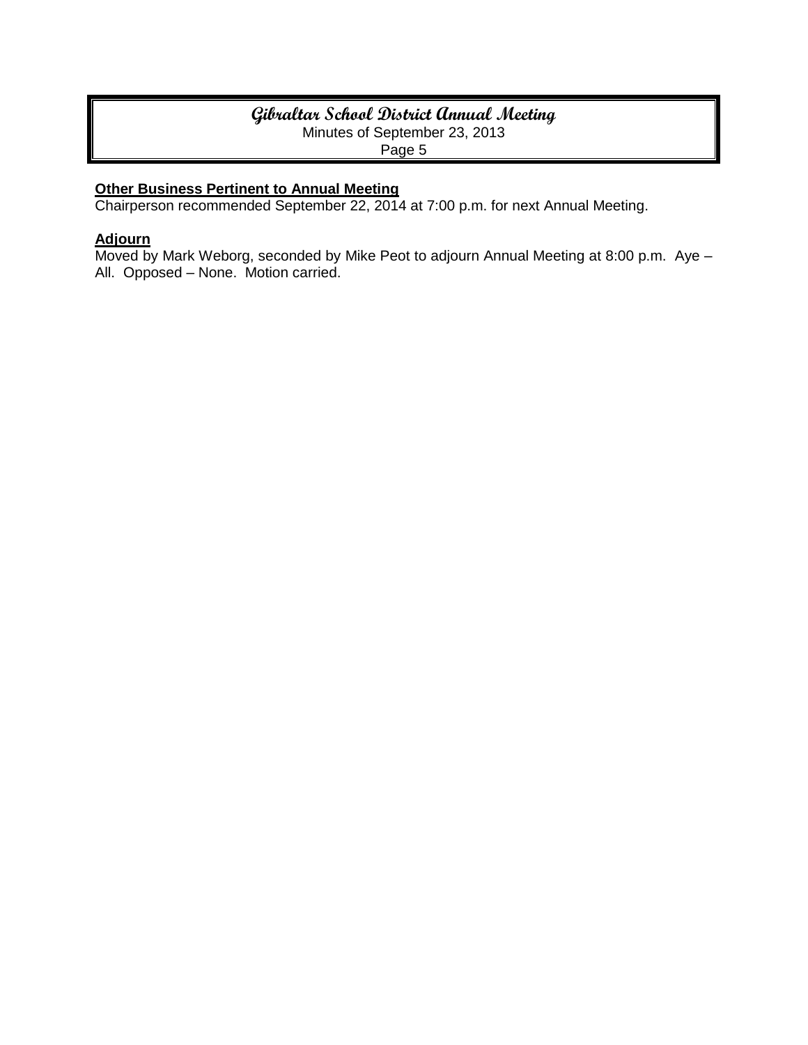**Other Business Pertinent to Annual Meeting**

Chairperson recommended September 22, 2014 at 7:00 p.m. for next Annual Meeting.

**Adjourn**

Moved by Mark Weborg, seconded by Mike Peot to adjourn Annual Meeting at 8:00 p.m. Aye – All. Opposed – None. Motion carried.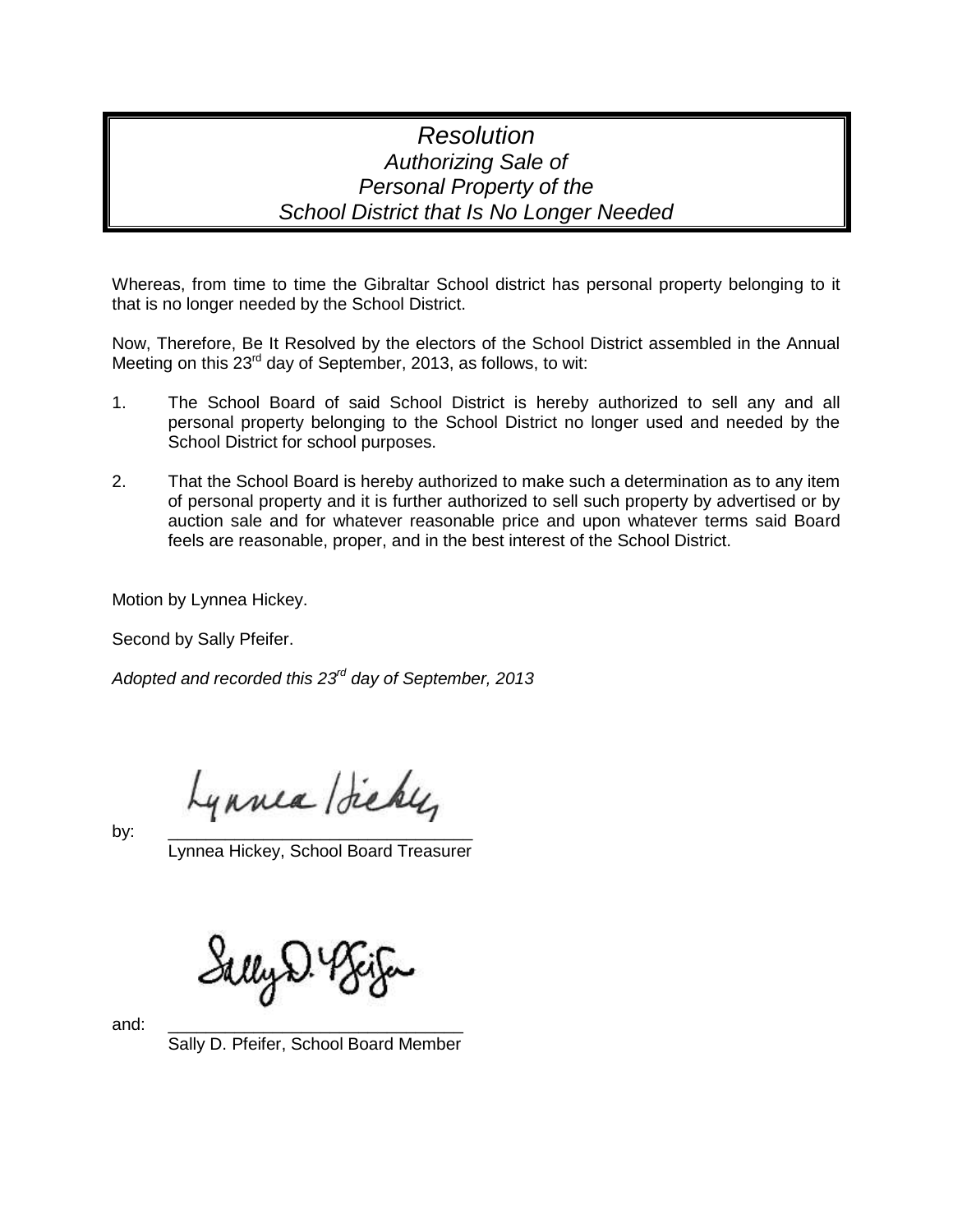# *Resolution*

*Authorizing Sale of*
*Personal Property of the*
*School District that Is No Longer Needed*

Whereas, from time to time the Gibraltar School district has personal property belonging to it that is no longer needed by the School District.

Now, Therefore, Be It Resolved by the electors of the School District assembled in the Annual Meeting on this 23rd day of September, 2013, as follows, to wit:

1. The School Board of said School District is hereby authorized to sell any and all personal property belonging to the School District no longer used and needed by the School District for school purposes.

2. That the School Board is hereby authorized to make such a determination as to any item of personal property and it is further authorized to sell such property by advertised or by auction sale and for whatever reasonable price and upon whatever terms said Board feels are reasonable, proper, and in the best interest of the School District.

Motion by Lynnea Hickey.

Second by Sally Pfeifer.

*Adopted and recorded this 23rd day of September, 2013*

by: Lynnea Hickey
\_\_\_\_\_\_\_\_\_\_\_\_\_\_\_\_\_\_\_\_\_\_\_\_\_\_\_\_\_\_
Lynnea Hickey, School Board Treasurer

and: Sally D. Pfeifer
\_\_\_\_\_\_\_\_\_\_\_\_\_\_\_\_\_\_\_\_\_\_\_\_\_\_\_\_\_\_
Sally D. Pfeifer, School Board Member